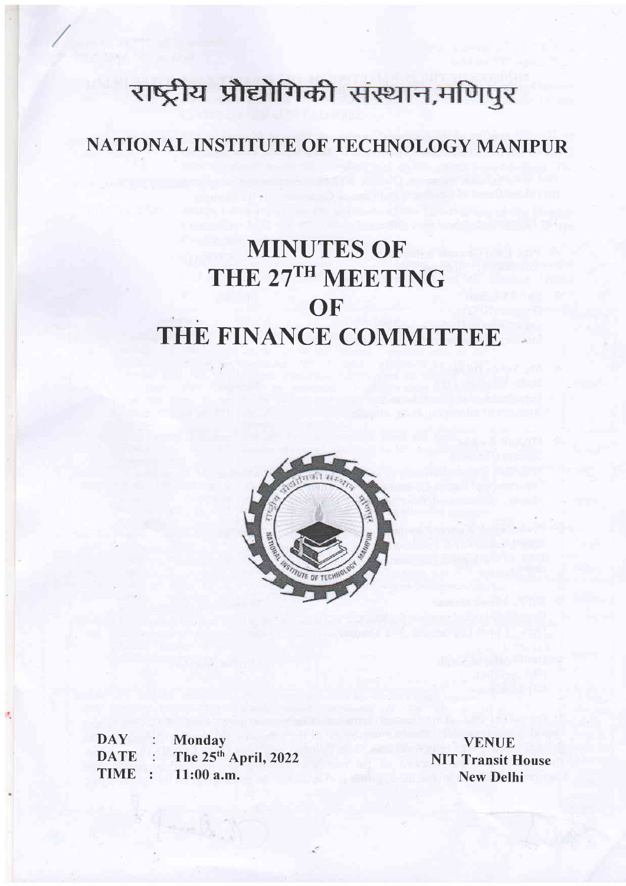# राष्ट्रीय प्रौद्योगिकी संस्थान,मणिपुर

## NATIONAL INSTITUTE OF TECHNOLOGY MANIPUR

# MINUTES OF THE 27[TH] MEETING OF THE FINANCE COMMITTEE

| | | | |
|---|---|---|---|
| DAY | : | Monday | VENUE |
| DATE | : | The 25[th] April, 2022 | NIT Transit House |
| TIME | : | 11:00 a.m. | New Delhi |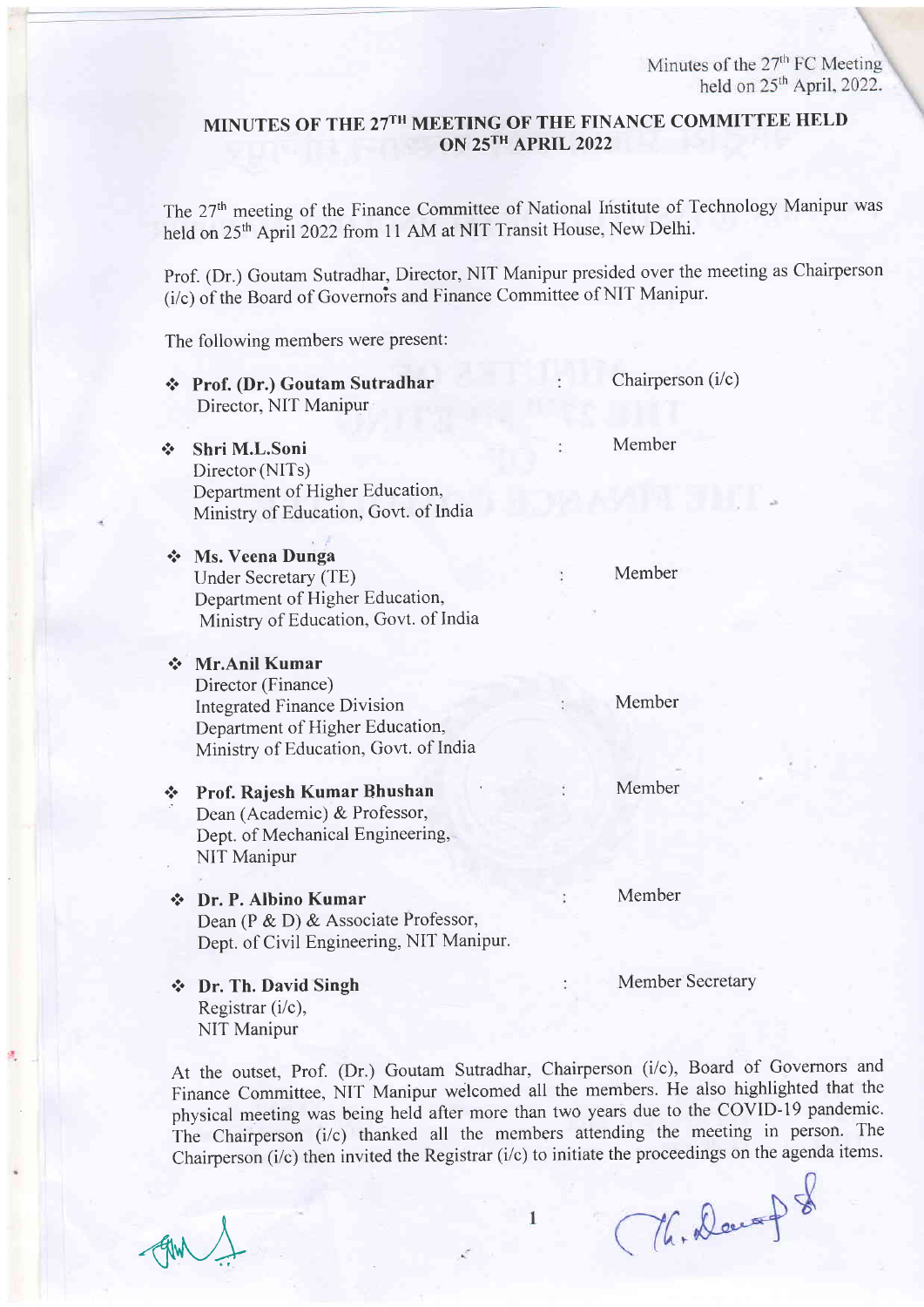# MINUTES OF THE 27TH MEETING OF THE FINANCE COMMITTEE HELD ON 25TH APRIL 2022

The 27th meeting of the Finance Committee of National Institute of Technology Manipur was held on 25th April 2022 from 11 AM at NIT Transit House, New Delhi.

Prof. (Dr.) Goutam Sutradhar, Director, NIT Manipur presided over the meeting as Chairperson (i/c) of the Board of Governors and Finance Committee of NIT Manipur.

The following members were present:

| | | |
|---|---|---|
| ❖ **Prof. (Dr.) Goutam Sutradhar**<br>Director, NIT Manipur | : | Chairperson (i/c) |
| ❖ **Shri M.L.Soni**<br>Director (NITs)<br>Department of Higher Education,<br>Ministry of Education, Govt. of India | : | Member |
| ❖ **Ms. Veena Dunga**<br>Under Secretary (TE)<br>Department of Higher Education,<br>Ministry of Education, Govt. of India | : | Member |
| ❖ **Mr.Anil Kumar**<br>Director (Finance)<br>Integrated Finance Division<br>Department of Higher Education,<br>Ministry of Education, Govt. of India | : | Member |
| ❖ **Prof. Rajesh Kumar Bhushan**<br>Dean (Academic) & Professor,<br>Dept. of Mechanical Engineering,<br>NIT Manipur | : | Member |
| ❖ **Dr. P. Albino Kumar**<br>Dean (P & D) & Associate Professor,<br>Dept. of Civil Engineering, NIT Manipur. | : | Member |
| ❖ **Dr. Th. David Singh**<br>Registrar (i/c),<br>NIT Manipur | : | Member Secretary |

At the outset, Prof. (Dr.) Goutam Sutradhar, Chairperson (i/c), Board of Governors and Finance Committee, NIT Manipur welcomed all the members. He also highlighted that the physical meeting was being held after more than two years due to the COVID-19 pandemic. The Chairperson (i/c) thanked all the members attending the meeting in person. The Chairperson (i/c) then invited the Registrar (i/c) to initiate the proceedings on the agenda items.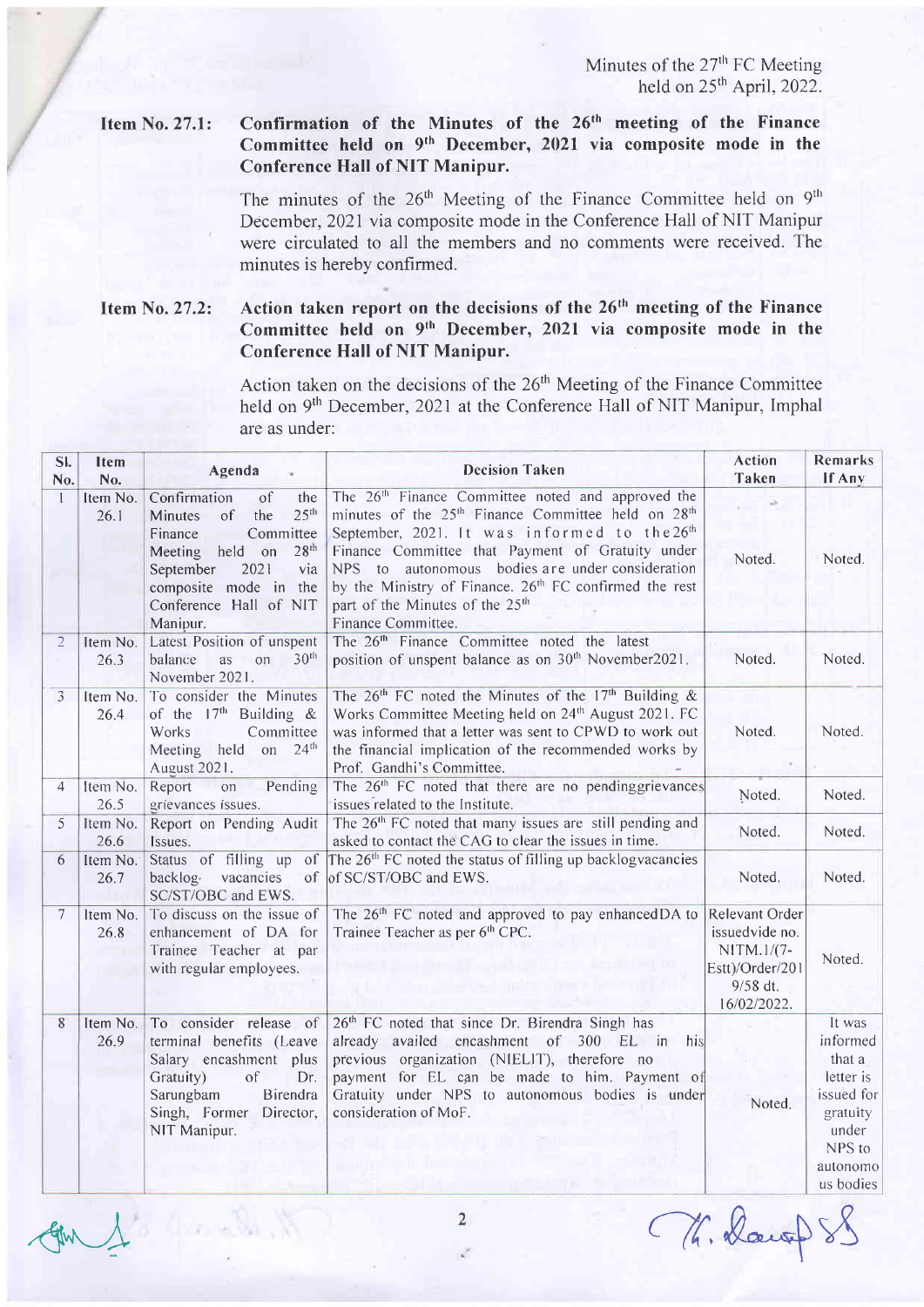Minutes of the 27th FC Meeting held on 25th April, 2022.

**Item No. 27.1: Confirmation of the Minutes of the 26th meeting of the Finance Committee held on 9th December, 2021 via composite mode in the Conference Hall of NIT Manipur.**

The minutes of the 26th Meeting of the Finance Committee held on 9th December, 2021 via composite mode in the Conference Hall of NIT Manipur were circulated to all the members and no comments were received. The minutes is hereby confirmed.

**Item No. 27.2: Action taken report on the decisions of the 26th meeting of the Finance Committee held on 9th December, 2021 via composite mode in the Conference Hall of NIT Manipur.**

Action taken on the decisions of the 26th Meeting of the Finance Committee held on 9th December, 2021 at the Conference Hall of NIT Manipur, Imphal are as under:

| Sl. No. | Item No. | Agenda | Decision Taken | Action Taken | Remarks If Any |
|---|---|---|---|---|---|
| 1 | Item No. 26.1 | Confirmation of the Minutes of the 25th Finance Committee Meeting held on 28th September 2021 via composite mode in the Conference Hall of NIT Manipur. | The 26th Finance Committee noted and approved the minutes of the 25th Finance Committee held on 28th September, 2021. It was informed to the 26th Finance Committee that Payment of Gratuity under NPS to autonomous bodies are under consideration by the Ministry of Finance. 26th FC confirmed the rest part of the Minutes of the 25th Finance Committee. | Noted. | Noted. |
| 2 | Item No. 26.3 | Latest Position of unspent balance as on 30th November 2021. | The 26th Finance Committee noted the latest position of unspent balance as on 30th November2021. | Noted. | Noted. |
| 3 | Item No. 26.4 | To consider the Minutes of the 17th Building & Works Committee Meeting held on 24th August 2021. | The 26th FC noted the Minutes of the 17th Building & Works Committee Meeting held on 24th August 2021. FC was informed that a letter was sent to CPWD to work out the financial implication of the recommended works by Prof. Gandhi's Committee. | Noted. | Noted. |
| 4 | Item No. 26.5 | Report on Pending grievances issues. | The 26th FC noted that there are no pendinggrievances issues related to the Institute. | Noted. | Noted. |
| 5 | Item No. 26.6 | Report on Pending Audit Issues. | The 26th FC noted that many issues are still pending and asked to contact the CAG to clear the issues in time. | Noted. | Noted. |
| 6 | Item No. 26.7 | Status of filling up of backlog vacancies of SC/ST/OBC and EWS. | The 26th FC noted the status of filling up backlogvacancies of SC/ST/OBC and EWS. | Noted. | Noted. |
| 7 | Item No. 26.8 | To discuss on the issue of enhancement of DA for Trainee Teacher at par with regular employees. | The 26th FC noted and approved to pay enhancedDA to Trainee Teacher as per 6th CPC. | Relevant Order issuedvide no. NITM.1/(7-Estt)/Order/2019/58 dt. 16/02/2022. | Noted. |
| 8 | Item No. 26.9 | To consider release of terminal benefits (Leave Salary encashment plus Gratuity) of Dr. Sarungbam Birendra Singh, Former Director, NIT Manipur. | 26th FC noted that since Dr. Birendra Singh has already availed encashment of 300 EL in his previous organization (NIELIT), therefore no payment for EL can be made to him. Payment of Gratuity under NPS to autonomous bodies is under consideration of MoF. | Noted. | It was informed that a letter is issued for gratuity under NPS to autonomous bodies |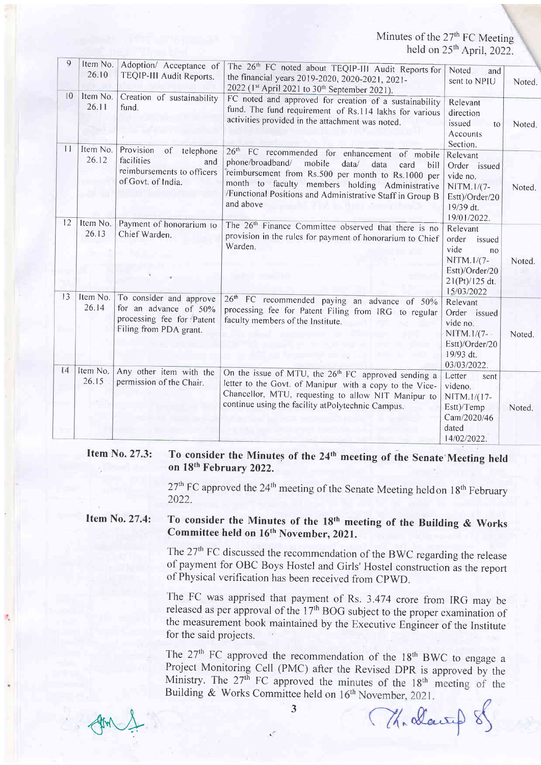| 9 | Item No. 26.10 | Adoption/ Acceptance of TEQIP-III Audit Reports. | The 26th FC noted about TEQIP-III Audit Reports for the financial years 2019-2020, 2020-2021, 2021-2022 (1st April 2021 to 30th September 2021). | Noted and sent to NPIU | Noted. |
|---|---|---|---|---|---|
| 10 | Item No. 26.11 | Creation of sustainability fund. | FC noted and approved for creation of a sustainability fund. The fund requirement of Rs.114 lakhs for various activities provided in the attachment was noted. | Relevant direction issued to Accounts Section. | Noted. |
| 11 | Item No. 26.12 | Provision of telephone facilities and reimbursements to officers of Govt. of India. | 26th FC recommended for enhancement of mobile phone/broadband/ mobile data/ data card bill reimbursement from Rs.500 per month to Rs.1000 per month to faculty members holding Administrative /Functional Positions and Administrative Staff in Group B and above | Relevant Order issued vide no. NITM.1/(7-Estt)/Order/2019/39 dt. 19/01/2022. | Noted. |
| 12 | Item No. 26.13 | Payment of honorarium to Chief Warden. | The 26th Finance Committee observed that there is no provision in the rules for payment of honorarium to Chief Warden. | Relevant order issued vide no NITM.1/(7-Estt)/Order/2021(Pt)/125 dt. 15/03/2022 | Noted. |
| 13 | Item No. 26.14 | To consider and approve for an advance of 50% processing fee for Patent Filing from PDA grant. | 26th FC recommended paying an advance of 50% processing fee for Patent Filing from IRG to regular faculty members of the Institute. | Relevant Order issued vide no. NITM.1/(7-Estt)/Order/2019/93 dt. 03/03/2022. | Noted. |
| 14 | Item No. 26.15 | Any other item with the permission of the Chair. | On the issue of MTU, the 26th FC approved sending a letter to the Govt. of Manipur with a copy to the Vice-Chancellor, MTU, requesting to allow NIT Manipur to continue using the facility atPolytechnic Campus. | Letter sent videno. NITM.1/(17-Estt)/Temp Cam/2020/46 dated 14/02/2022. | Noted. |

**Item No. 27.3: To consider the Minutes of the 24th meeting of the Senate Meeting held on 18th February 2022.**

27th FC approved the 24th meeting of the Senate Meeting heldon 18th February 2022.

**Item No. 27.4: To consider the Minutes of the 18th meeting of the Building & Works Committee held on 16th November, 2021.**

The 27th FC discussed the recommendation of the BWC regarding the release of payment for OBC Boys Hostel and Girls' Hostel construction as the report of Physical verification has been received from CPWD.

The FC was apprised that payment of Rs. 3.474 crore from IRG may be released as per approval of the 17th BOG subject to the proper examination of the measurement book maintained by the Executive Engineer of the Institute for the said projects.

The 27th FC approved the recommendation of the 18th BWC to engage a Project Monitoring Cell (PMC) after the Revised DPR is approved by the Ministry. The 27th FC approved the minutes of the 18th meeting of the Building & Works Committee held on 16th November, 2021.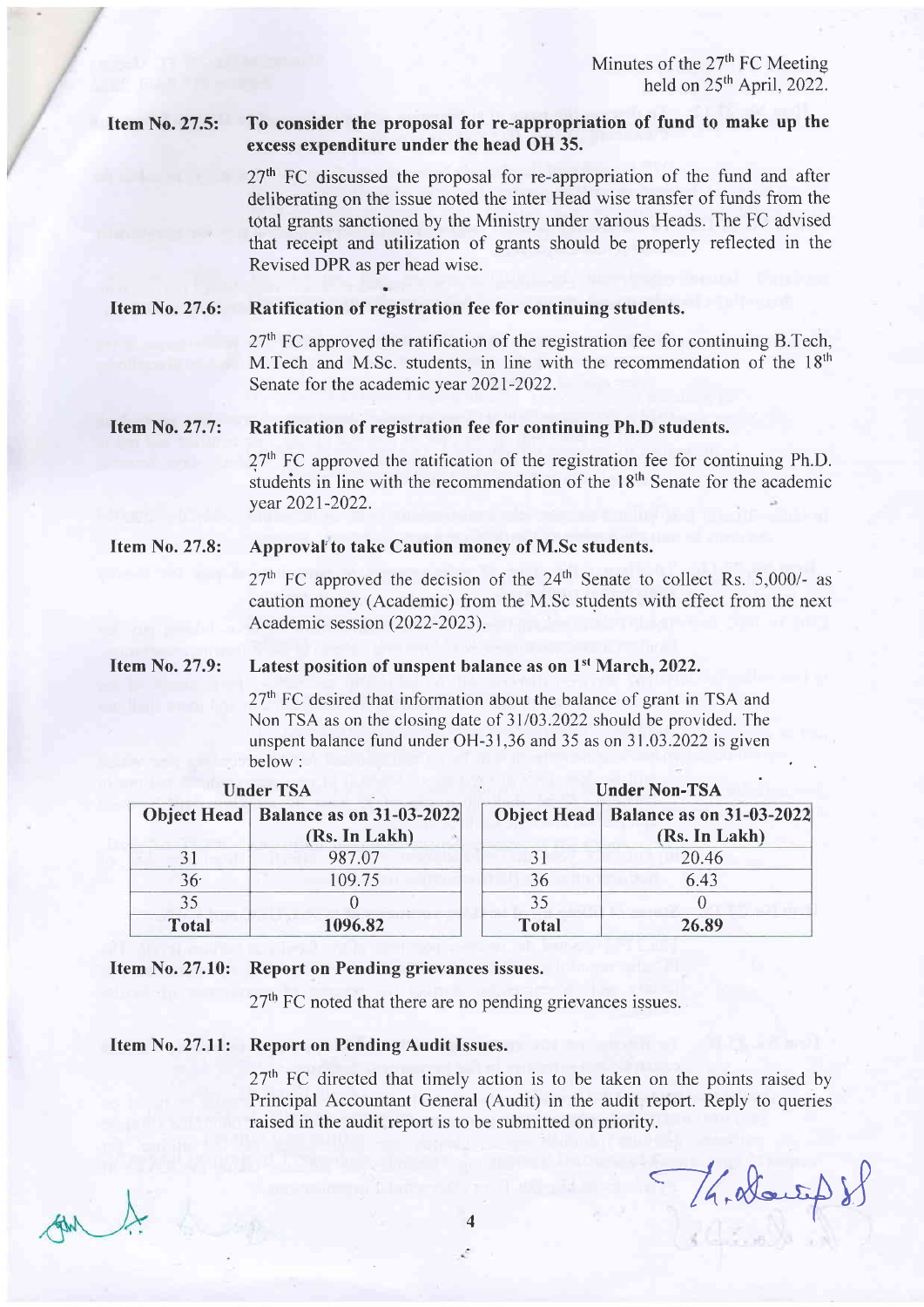Minutes of the 27th FC Meeting held on 25th April, 2022.

**Item No. 27.5: To consider the proposal for re-appropriation of fund to make up the excess expenditure under the head OH 35.**

27th FC discussed the proposal for re-appropriation of the fund and after deliberating on the issue noted the inter Head wise transfer of funds from the total grants sanctioned by the Ministry under various Heads. The FC advised that receipt and utilization of grants should be properly reflected in the Revised DPR as per head wise.

**Item No. 27.6: Ratification of registration fee for continuing students.**

27th FC approved the ratification of the registration fee for continuing B.Tech, M.Tech and M.Sc. students, in line with the recommendation of the 18th Senate for the academic year 2021-2022.

**Item No. 27.7: Ratification of registration fee for continuing Ph.D students.**

27th FC approved the ratification of the registration fee for continuing Ph.D. students in line with the recommendation of the 18th Senate for the academic year 2021-2022.

**Item No. 27.8: Approval to take Caution money of M.Sc students.**

27th FC approved the decision of the 24th Senate to collect Rs. 5,000/- as caution money (Academic) from the M.Sc students with effect from the next Academic session (2022-2023).

**Item No. 27.9: Latest position of unspent balance as on 1st March, 2022.**

27th FC desired that information about the balance of grant in TSA and Non TSA as on the closing date of 31/03.2022 should be provided. The unspent balance fund under OH-31,36 and 35 as on 31.03.2022 is given below :

**Under TSA**

| Object Head | Balance as on 31-03-2022 (Rs. In Lakh) |
|---|---|
| 31 | 987.07 |
| 36 | 109.75 |
| 35 | 0 |
| **Total** | **1096.82** |

**Under Non-TSA**

| Object Head | Balance as on 31-03-2022 (Rs. In Lakh) |
|---|---|
| 31 | 20.46 |
| 36 | 6.43 |
| 35 | 0 |
| **Total** | **26.89** |

**Item No. 27.10: Report on Pending grievances issues.**

27th FC noted that there are no pending grievances issues.

**Item No. 27.11: Report on Pending Audit Issues.**

27th FC directed that timely action is to be taken on the points raised by Principal Accountant General (Audit) in the audit report. Reply to queries raised in the audit report is to be submitted on priority.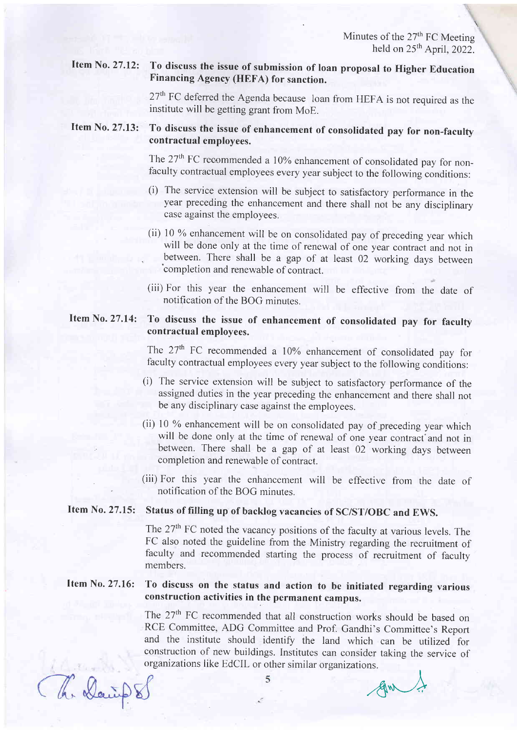**Item No. 27.12: To discuss the issue of submission of loan proposal to Higher Education Financing Agency (HEFA) for sanction.**

27th FC deferred the Agenda because loan from HEFA is not required as the institute will be getting grant from MoE.

**Item No. 27.13: To discuss the issue of enhancement of consolidated pay for non-faculty contractual employees.**

The 27th FC recommended a 10% enhancement of consolidated pay for non-faculty contractual employees every year subject to the following conditions:

(i) The service extension will be subject to satisfactory performance in the year preceding the enhancement and there shall not be any disciplinary case against the employees.

(ii) 10 % enhancement will be on consolidated pay of preceding year which will be done only at the time of renewal of one year contract and not in between. There shall be a gap of at least 02 working days between completion and renewable of contract.

(iii) For this year the enhancement will be effective from the date of notification of the BOG minutes.

**Item No. 27.14: To discuss the issue of enhancement of consolidated pay for faculty contractual employees.**

The 27th FC recommended a 10% enhancement of consolidated pay for faculty contractual employees every year subject to the following conditions:

(i) The service extension will be subject to satisfactory performance of the assigned duties in the year preceding the enhancement and there shall not be any disciplinary case against the employees.

(ii) 10 % enhancement will be on consolidated pay of preceding year which will be done only at the time of renewal of one year contract and not in between. There shall be a gap of at least 02 working days between completion and renewable of contract.

(iii) For this year the enhancement will be effective from the date of notification of the BOG minutes.

**Item No. 27.15: Status of filling up of backlog vacancies of SC/ST/OBC and EWS.**

The 27th FC noted the vacancy positions of the faculty at various levels. The FC also noted the guideline from the Ministry regarding the recruitment of faculty and recommended starting the process of recruitment of faculty members.

**Item No. 27.16: To discuss on the status and action to be initiated regarding various construction activities in the permanent campus.**

The 27th FC recommended that all construction works should be based on RCE Committee, ADG Committee and Prof. Gandhi's Committee's Report and the institute should identify the land which can be utilized for construction of new buildings. Institutes can consider taking the service of organizations like EdCIL or other similar organizations.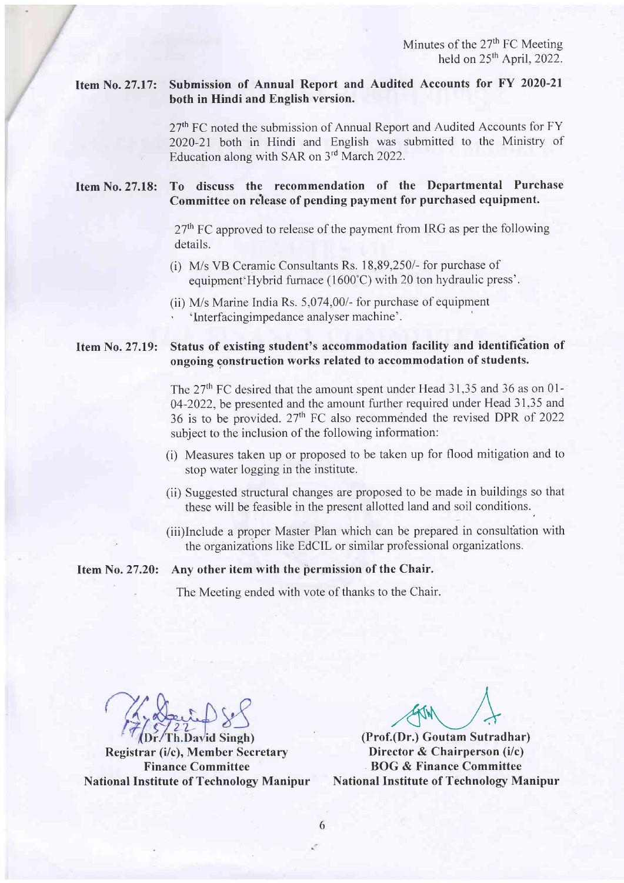Minutes of the 27th FC Meeting held on 25th April, 2022.

**Item No. 27.17: Submission of Annual Report and Audited Accounts for FY 2020-21 both in Hindi and English version.**

27th FC noted the submission of Annual Report and Audited Accounts for FY 2020-21 both in Hindi and English was submitted to the Ministry of Education along with SAR on 3rd March 2022.

**Item No. 27.18: To discuss the recommendation of the Departmental Purchase Committee on release of pending payment for purchased equipment.**

27th FC approved to release of the payment from IRG as per the following details.

(i) M/s VB Ceramic Consultants Rs. 18,89,250/- for purchase of equipment'Hybrid furnace (1600°C) with 20 ton hydraulic press'.

(ii) M/s Marine India Rs. 5,074,00/- for purchase of equipment 'Interfacingimpedance analyser machine'.

**Item No. 27.19: Status of existing student's accommodation facility and identification of ongoing construction works related to accommodation of students.**

The 27th FC desired that the amount spent under Head 31,35 and 36 as on 01-04-2022, be presented and the amount further required under Head 31,35 and 36 is to be provided. 27th FC also recommended the revised DPR of 2022 subject to the inclusion of the following information:

(i) Measures taken up or proposed to be taken up for flood mitigation and to stop water logging in the institute.

(ii) Suggested structural changes are proposed to be made in buildings so that these will be feasible in the present allotted land and soil conditions.

(iii) Include a proper Master Plan which can be prepared in consultation with the organizations like EdCIL or similar professional organizations.

**Item No. 27.20: Any other item with the permission of the Chair.**

The Meeting ended with vote of thanks to the Chair.

17/5/22

**(Dr. Th.David Singh)**
**Registrar (i/c), Member Secretary**
**Finance Committee**
**National Institute of Technology Manipur**

**(Prof.(Dr.) Goutam Sutradhar)**
**Director & Chairperson (i/c)**
**BOG & Finance Committee**
**National Institute of Technology Manipur**